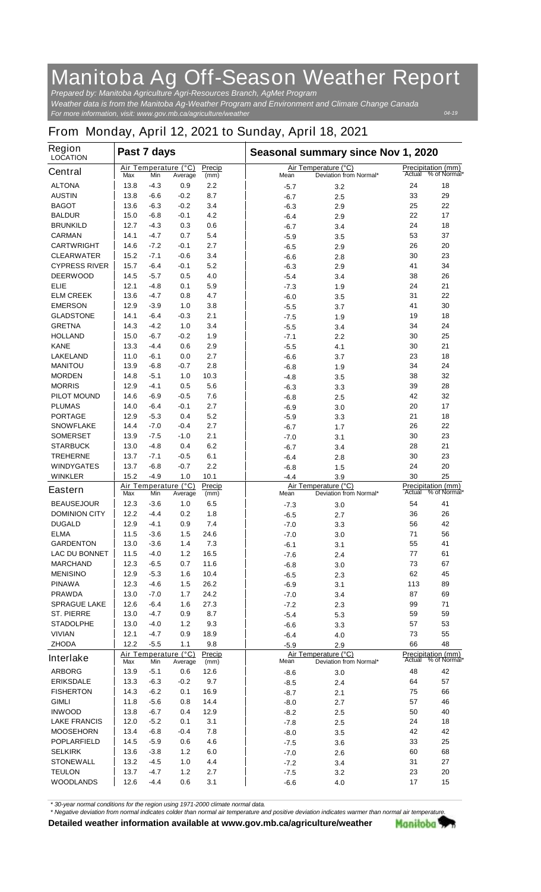# Manitoba Ag Off-Season Weather Report

*Prepared by: Manitoba Agriculture Agri-Resources Branch, AgMet Program*
*Weather data is from the Manitoba Ag-Weather Program and Environment and Climate Change Canada*
*For more information, visit: www.gov.mb.ca/agriculture/weather*

04-19

## From Monday, April 12, 2021 to Sunday, April 18, 2021

| Region LOCATION | Past 7 days: Air Temperature (°C) Max | Min | Average | Precip (mm) | Seasonal summary since Nov 1, 2020: Air Temperature (°C) Mean | Deviation from Normal* | Precipitation (mm) Actual | % of Normal* |
|---|---|---|---|---|---|---|---|---|
| **Central** | | | | | | | | |
| ALTONA | 13.8 | -4.3 | 0.9 | 2.2 | -5.7 | 3.2 | 24 | 18 |
| AUSTIN | 13.8 | -6.6 | -0.2 | 8.7 | -6.7 | 2.5 | 33 | 29 |
| BAGOT | 13.6 | -6.3 | -0.2 | 3.4 | -6.3 | 2.9 | 25 | 22 |
| BALDUR | 15.0 | -6.8 | -0.1 | 4.2 | -6.4 | 2.9 | 22 | 17 |
| BRUNKILD | 12.7 | -4.3 | 0.3 | 0.6 | -6.7 | 3.4 | 24 | 18 |
| CARMAN | 14.1 | -4.7 | 0.7 | 5.4 | -5.9 | 3.5 | 53 | 37 |
| CARTWRIGHT | 14.6 | -7.2 | -0.1 | 2.7 | -6.5 | 2.9 | 26 | 20 |
| CLEARWATER | 15.2 | -7.1 | -0.6 | 3.4 | -6.6 | 2.8 | 30 | 23 |
| CYPRESS RIVER | 15.7 | -6.4 | -0.1 | 5.2 | -6.3 | 2.9 | 41 | 34 |
| DEERWOOD | 14.5 | -5.7 | 0.5 | 4.0 | -5.4 | 3.4 | 38 | 26 |
| ELIE | 12.1 | -4.8 | 0.1 | 5.9 | -7.3 | 1.9 | 24 | 21 |
| ELM CREEK | 13.6 | -4.7 | 0.8 | 4.7 | -6.0 | 3.5 | 31 | 22 |
| EMERSON | 12.9 | -3.9 | 1.0 | 3.8 | -5.5 | 3.7 | 41 | 30 |
| GLADSTONE | 14.1 | -6.4 | -0.3 | 2.1 | -7.5 | 1.9 | 19 | 18 |
| GRETNA | 14.3 | -4.2 | 1.0 | 3.4 | -5.5 | 3.4 | 34 | 24 |
| HOLLAND | 15.0 | -6.7 | -0.2 | 1.9 | -7.1 | 2.2 | 30 | 25 |
| KANE | 13.3 | -4.4 | 0.6 | 2.9 | -5.5 | 4.1 | 30 | 21 |
| LAKELAND | 11.0 | -6.1 | 0.0 | 2.7 | -6.6 | 3.7 | 23 | 18 |
| MANITOU | 13.9 | -6.8 | -0.7 | 2.8 | -6.8 | 1.9 | 34 | 24 |
| MORDEN | 14.8 | -5.1 | 1.0 | 10.3 | -4.8 | 3.5 | 38 | 32 |
| MORRIS | 12.9 | -4.1 | 0.5 | 5.6 | -6.3 | 3.3 | 39 | 28 |
| PILOT MOUND | 14.6 | -6.9 | -0.5 | 7.6 | -6.8 | 2.5 | 42 | 32 |
| PLUMAS | 14.0 | -6.4 | -0.1 | 2.7 | -6.9 | 3.0 | 20 | 17 |
| PORTAGE | 12.9 | -5.3 | 0.4 | 5.2 | -5.9 | 3.3 | 21 | 18 |
| SNOWFLAKE | 14.4 | -7.0 | -0.4 | 2.7 | -6.7 | 1.7 | 26 | 22 |
| SOMERSET | 13.9 | -7.5 | -1.0 | 2.1 | -7.0 | 3.1 | 30 | 23 |
| STARBUCK | 13.0 | -4.8 | 0.4 | 6.2 | -6.7 | 3.4 | 28 | 21 |
| TREHERNE | 13.7 | -7.1 | -0.5 | 6.1 | -6.4 | 2.8 | 30 | 23 |
| WINDYGATES | 13.7 | -6.8 | -0.7 | 2.2 | -6.8 | 1.5 | 24 | 20 |
| WINKLER | 15.2 | -4.9 | 1.0 | 10.1 | -4.4 | 3.9 | 30 | 25 |
| **Eastern** | | | | | | | | |
| BEAUSEJOUR | 12.3 | -3.6 | 1.0 | 6.5 | -7.3 | 3.0 | 54 | 41 |
| DOMINION CITY | 12.2 | -4.4 | 0.2 | 1.8 | -6.5 | 2.7 | 36 | 26 |
| DUGALD | 12.9 | -4.1 | 0.9 | 7.4 | -7.0 | 3.3 | 56 | 42 |
| ELMA | 11.5 | -3.6 | 1.5 | 24.6 | -7.0 | 3.0 | 71 | 56 |
| GARDENTON | 13.0 | -3.6 | 1.4 | 7.3 | -6.1 | 3.1 | 55 | 41 |
| LAC DU BONNET | 11.5 | -4.0 | 1.2 | 16.5 | -7.6 | 2.4 | 77 | 61 |
| MARCHAND | 12.3 | -6.5 | 0.7 | 11.6 | -6.8 | 3.0 | 73 | 67 |
| MENISINO | 12.9 | -5.3 | 1.6 | 10.4 | -6.5 | 2.3 | 62 | 45 |
| PINAWA | 12.3 | -4.6 | 1.5 | 26.2 | -6.9 | 3.1 | 113 | 89 |
| PRAWDA | 13.0 | -7.0 | 1.7 | 24.2 | -7.0 | 3.4 | 87 | 69 |
| SPRAGUE LAKE | 12.6 | -6.4 | 1.6 | 27.3 | -7.2 | 2.3 | 99 | 71 |
| ST. PIERRE | 13.0 | -4.7 | 0.9 | 8.7 | -5.4 | 5.3 | 59 | 59 |
| STADOLPHE | 13.0 | -4.0 | 1.2 | 9.3 | -6.6 | 3.3 | 57 | 53 |
| VIVIAN | 12.1 | -4.7 | 0.9 | 18.9 | -6.4 | 4.0 | 73 | 55 |
| ZHODA | 12.2 | -5.5 | 1.1 | 9.8 | -5.9 | 2.9 | 66 | 48 |
| **Interlake** | | | | | | | | |
| ARBORG | 13.9 | -5.1 | 0.6 | 12.6 | -8.6 | 3.0 | 48 | 42 |
| ERIKSDALE | 13.3 | -6.3 | -0.2 | 9.7 | -8.5 | 2.4 | 64 | 57 |
| FISHERTON | 14.3 | -6.2 | 0.1 | 16.9 | -8.7 | 2.1 | 75 | 66 |
| GIMLI | 11.8 | -5.6 | 0.8 | 14.4 | -8.0 | 2.7 | 57 | 46 |
| INWOOD | 13.8 | -6.7 | 0.4 | 12.9 | -8.2 | 2.5 | 50 | 40 |
| LAKE FRANCIS | 12.0 | -5.2 | 0.1 | 3.1 | -7.8 | 2.5 | 24 | 18 |
| MOOSEHORN | 13.4 | -6.8 | -0.4 | 7.8 | -8.0 | 3.5 | 42 | 42 |
| POPLARFIELD | 14.5 | -5.9 | 0.6 | 4.6 | -7.5 | 3.6 | 33 | 25 |
| SELKIRK | 13.6 | -3.8 | 1.2 | 6.0 | -7.0 | 2.6 | 60 | 68 |
| STONEWALL | 13.2 | -4.5 | 1.0 | 4.4 | -7.2 | 3.4 | 31 | 27 |
| TEULON | 13.7 | -4.7 | 1.2 | 2.7 | -7.5 | 3.2 | 23 | 20 |
| WOODLANDS | 12.6 | -4.4 | 0.6 | 3.1 | -6.6 | 4.0 | 17 | 15 |

*\* 30-year normal conditions for the region using 1971-2000 climate normal data.*
*\* Negative deviation from normal indicates colder than normal air temperature and positive deviation indicates warmer than normal air temperature.*

**Detailed weather information available at www.gov.mb.ca/agriculture/weather**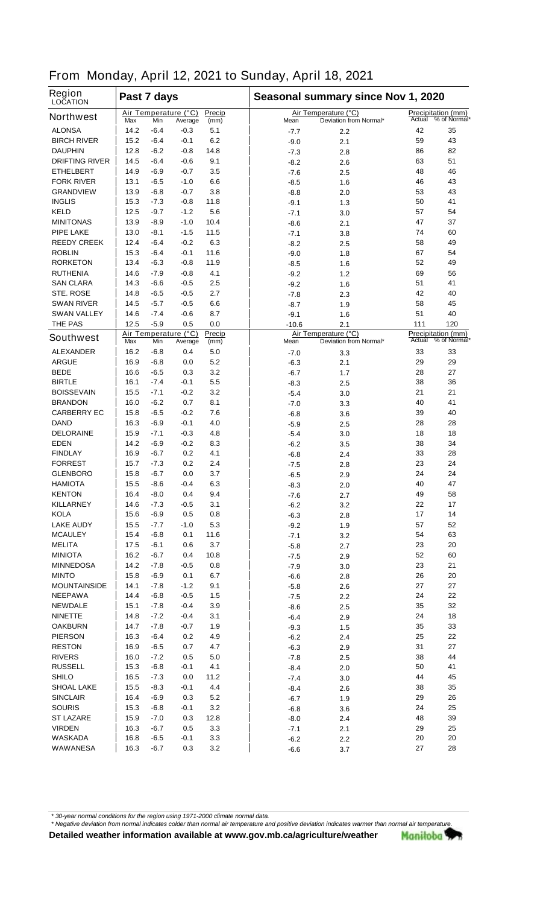# From Monday, April 12, 2021 to Sunday, April 18, 2021

| Region LOCATION | Past 7 days | | | | Seasonal summary since Nov 1, 2020 | | | |
|---|---|---|---|---|---|---|---|---|
| **Northwest** | Air Temperature (°C) | | | Precip | Air Temperature (°C) | | Precipitation (mm) | |
| | Max | Min | Average | (mm) | Mean | Deviation from Normal* | Actual | % of Normal* |
| ALONSA | 14.2 | -6.4 | -0.3 | 5.1 | -7.7 | 2.2 | 42 | 35 |
| BIRCH RIVER | 15.2 | -6.4 | -0.1 | 6.2 | -9.0 | 2.1 | 59 | 43 |
| DAUPHIN | 12.8 | -6.2 | -0.8 | 14.8 | -7.3 | 2.8 | 86 | 82 |
| DRIFTING RIVER | 14.5 | -6.4 | -0.6 | 9.1 | -8.2 | 2.6 | 63 | 51 |
| ETHELBERT | 14.9 | -6.9 | -0.7 | 3.5 | -7.6 | 2.5 | 48 | 46 |
| FORK RIVER | 13.1 | -6.5 | -1.0 | 6.6 | -8.5 | 1.6 | 46 | 43 |
| GRANDVIEW | 13.9 | -6.8 | -0.7 | 3.8 | -8.8 | 2.0 | 53 | 43 |
| INGLIS | 15.3 | -7.3 | -0.8 | 11.8 | -9.1 | 1.3 | 50 | 41 |
| KELD | 12.5 | -9.7 | -1.2 | 5.6 | -7.1 | 3.0 | 57 | 54 |
| MINITONAS | 13.9 | -8.9 | -1.0 | 10.4 | -8.6 | 2.1 | 47 | 37 |
| PIPE LAKE | 13.0 | -8.1 | -1.5 | 11.5 | -7.1 | 3.8 | 74 | 60 |
| REEDY CREEK | 12.4 | -6.4 | -0.2 | 6.3 | -8.2 | 2.5 | 58 | 49 |
| ROBLIN | 15.3 | -6.4 | -0.1 | 11.6 | -9.0 | 1.8 | 67 | 54 |
| RORKETON | 13.4 | -6.3 | -0.8 | 11.9 | -8.5 | 1.6 | 52 | 49 |
| RUTHENIA | 14.6 | -7.9 | -0.8 | 4.1 | -9.2 | 1.2 | 69 | 56 |
| SAN CLARA | 14.3 | -6.6 | -0.5 | 2.5 | -9.2 | 1.6 | 51 | 41 |
| STE. ROSE | 14.8 | -6.5 | -0.5 | 2.7 | -7.8 | 2.3 | 42 | 40 |
| SWAN RIVER | 14.5 | -5.7 | -0.5 | 6.6 | -8.7 | 1.9 | 58 | 45 |
| SWAN VALLEY | 14.6 | -7.4 | -0.6 | 8.7 | -9.1 | 1.6 | 51 | 40 |
| THE PAS | 12.5 | -5.9 | 0.5 | 0.0 | -10.6 | 2.1 | 111 | 120 |
| **Southwest** | Air Temperature (°C) | | | Precip | Air Temperature (°C) | | Precipitation (mm) | |
| | Max | Min | Average | (mm) | Mean | Deviation from Normal* | Actual | % of Normal* |
| ALEXANDER | 16.2 | -6.8 | 0.4 | 5.0 | -7.0 | 3.3 | 33 | 33 |
| ARGUE | 16.9 | -6.8 | 0.0 | 5.2 | -6.3 | 2.1 | 29 | 29 |
| BEDE | 16.6 | -6.5 | 0.3 | 3.2 | -6.7 | 1.7 | 28 | 27 |
| BIRTLE | 16.1 | -7.4 | -0.1 | 5.5 | -8.3 | 2.5 | 38 | 36 |
| BOISSEVAIN | 15.5 | -7.1 | -0.2 | 3.2 | -5.4 | 3.0 | 21 | 21 |
| BRANDON | 16.0 | -6.2 | 0.7 | 8.1 | -7.0 | 3.3 | 40 | 41 |
| CARBERRY EC | 15.8 | -6.5 | -0.2 | 7.6 | -6.8 | 3.6 | 39 | 40 |
| DAND | 16.3 | -6.9 | -0.1 | 4.0 | -5.9 | 2.5 | 28 | 28 |
| DELORAINE | 15.9 | -7.1 | -0.3 | 4.8 | -5.4 | 3.0 | 18 | 18 |
| EDEN | 14.2 | -6.9 | -0.2 | 8.3 | -6.2 | 3.5 | 38 | 34 |
| FINDLAY | 16.9 | -6.7 | 0.2 | 4.1 | -6.8 | 2.4 | 33 | 28 |
| FORREST | 15.7 | -7.3 | 0.2 | 2.4 | -7.5 | 2.8 | 23 | 24 |
| GLENBORO | 15.8 | -6.7 | 0.0 | 3.7 | -6.5 | 2.9 | 24 | 24 |
| HAMIOTA | 15.5 | -8.6 | -0.4 | 6.3 | -8.3 | 2.0 | 40 | 47 |
| KENTON | 16.4 | -8.0 | 0.4 | 9.4 | -7.6 | 2.7 | 49 | 58 |
| KILLARNEY | 14.6 | -7.3 | -0.5 | 3.1 | -6.2 | 3.2 | 22 | 17 |
| KOLA | 15.6 | -6.9 | 0.5 | 0.8 | -6.3 | 2.8 | 17 | 14 |
| LAKE AUDY | 15.5 | -7.7 | -1.0 | 5.3 | -9.2 | 1.9 | 57 | 52 |
| MCAULEY | 15.4 | -6.8 | 0.1 | 11.6 | -7.1 | 3.2 | 54 | 63 |
| MELITA | 17.5 | -6.1 | 0.6 | 3.7 | -5.8 | 2.7 | 23 | 20 |
| MINIOTA | 16.2 | -6.7 | 0.4 | 10.8 | -7.5 | 2.9 | 52 | 60 |
| MINNEDOSA | 14.2 | -7.8 | -0.5 | 0.8 | -7.9 | 3.0 | 23 | 21 |
| MINTO | 15.8 | -6.9 | 0.1 | 6.7 | -6.6 | 2.8 | 26 | 20 |
| MOUNTAINSIDE | 14.1 | -7.8 | -1.2 | 9.1 | -5.8 | 2.6 | 27 | 27 |
| NEEPAWA | 14.4 | -6.8 | -0.5 | 1.5 | -7.5 | 2.2 | 24 | 22 |
| NEWDALE | 15.1 | -7.8 | -0.4 | 3.9 | -8.6 | 2.5 | 35 | 32 |
| NINETTE | 14.8 | -7.2 | -0.4 | 3.1 | -6.4 | 2.9 | 24 | 18 |
| OAKBURN | 14.7 | -7.8 | -0.7 | 1.9 | -9.3 | 1.5 | 35 | 33 |
| PIERSON | 16.3 | -6.4 | 0.2 | 4.9 | -6.2 | 2.4 | 25 | 22 |
| RESTON | 16.9 | -6.5 | 0.7 | 4.7 | -6.3 | 2.9 | 31 | 27 |
| RIVERS | 16.0 | -7.2 | 0.5 | 5.0 | -7.8 | 2.5 | 38 | 44 |
| RUSSELL | 15.3 | -6.8 | -0.1 | 4.1 | -8.4 | 2.0 | 50 | 41 |
| SHILO | 16.5 | -7.3 | 0.0 | 11.2 | -7.4 | 3.0 | 44 | 45 |
| SHOAL LAKE | 15.5 | -8.3 | -0.1 | 4.4 | -8.4 | 2.6 | 38 | 35 |
| SINCLAIR | 16.4 | -6.9 | 0.3 | 5.2 | -6.7 | 1.9 | 29 | 26 |
| SOURIS | 15.3 | -6.8 | -0.1 | 3.2 | -6.8 | 3.6 | 24 | 25 |
| ST LAZARE | 15.9 | -7.0 | 0.3 | 12.8 | -8.0 | 2.4 | 48 | 39 |
| VIRDEN | 16.3 | -6.7 | 0.5 | 3.3 | -7.1 | 2.1 | 29 | 25 |
| WASKADA | 16.8 | -6.5 | -0.1 | 3.3 | -6.2 | 2.2 | 20 | 20 |
| WAWANESA | 16.3 | -6.7 | 0.3 | 3.2 | -6.6 | 3.7 | 27 | 28 |

* 30-year normal conditions for the region using 1971-2000 climate normal data.
* Negative deviation from normal indicates colder than normal air temperature and positive deviation indicates warmer than normal air temperature.

**Detailed weather information available at www.gov.mb.ca/agriculture/weather**

Manitoba